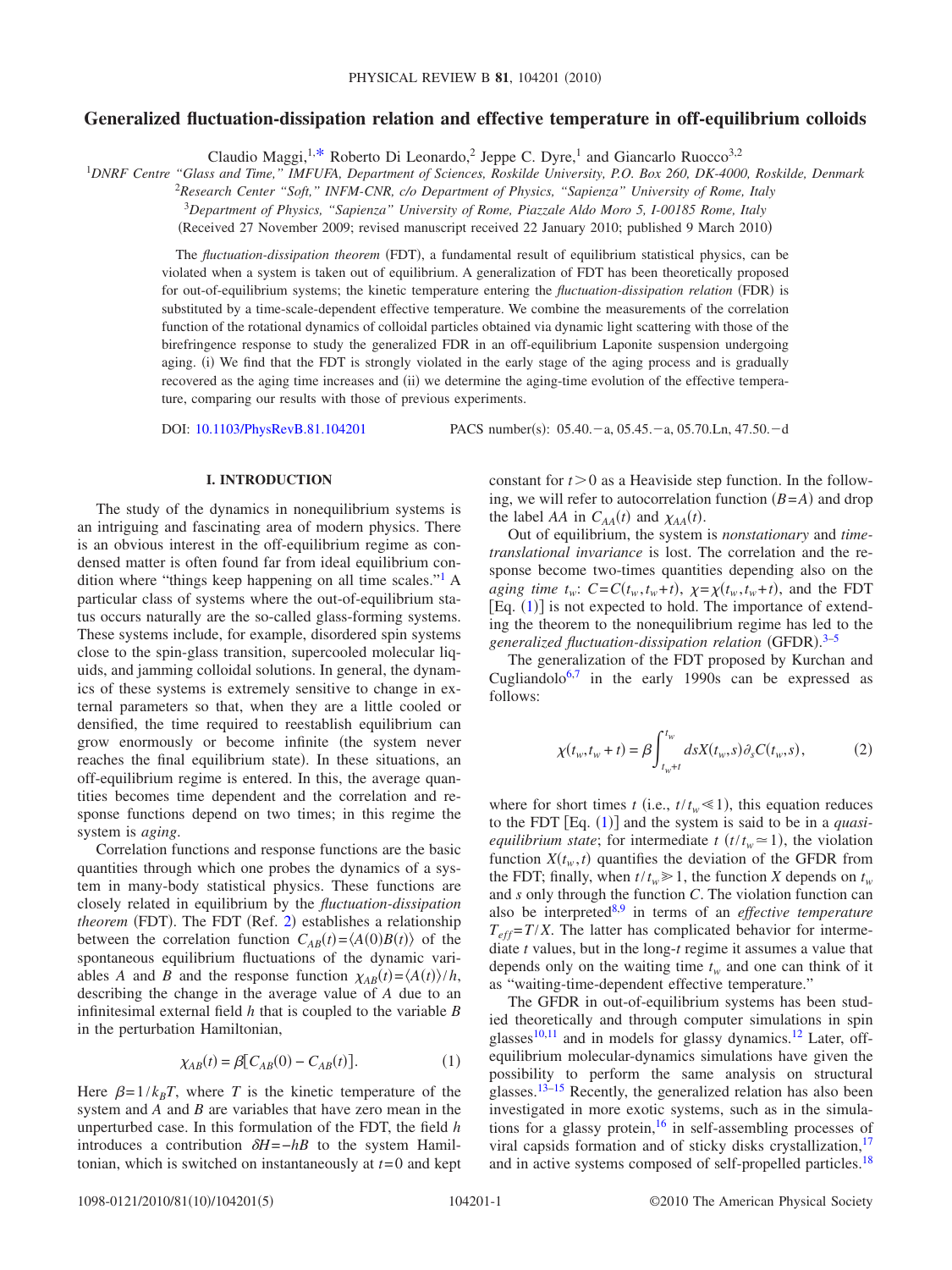# Generalized fluctuation-dissipation relation and effective temperature in off-equilibrium colloids

Claudio Maggi,[1,*] Roberto Di Leonardo,[2] Jeppe C. Dyre,[1] and Giancarlo Ruocco[3,2]

[1]DNRF Centre "Glass and Time," IMFUFA, Department of Sciences, Roskilde University, P.O. Box 260, DK-4000, Roskilde, Denmark

[2]Research Center "Soft," INFM-CNR, c/o Department of Physics, "Sapienza" University of Rome, Italy

[3]Department of Physics, "Sapienza" University of Rome, Piazzale Aldo Moro 5, I-00185 Rome, Italy

(Received 27 November 2009; revised manuscript received 22 January 2010; published 9 March 2010)

The *fluctuation-dissipation theorem* (FDT), a fundamental result of equilibrium statistical physics, can be violated when a system is taken out of equilibrium. A generalization of FDT has been theoretically proposed for out-of-equilibrium systems; the kinetic temperature entering the *fluctuation-dissipation relation* (FDR) is substituted by a time-scale-dependent effective temperature. We combine the measurements of the correlation function of the rotational dynamics of colloidal particles obtained via dynamic light scattering with those of the birefringence response to study the generalized FDR in an off-equilibrium Laponite suspension undergoing aging. (i) We find that the FDT is strongly violated in the early stage of the aging process and is gradually recovered as the aging time increases and (ii) we determine the aging-time evolution of the effective temperature, comparing our results with those of previous experiments.

DOI: 10.1103/PhysRevB.81.104201 PACS number(s): 05.40.−a, 05.45.−a, 05.70.Ln, 47.50.−d

## I. INTRODUCTION

The study of the dynamics in nonequilibrium systems is an intriguing and fascinating area of modern physics. There is an obvious interest in the off-equilibrium regime as condensed matter is often found far from ideal equilibrium condition where "things keep happening on all time scales."[1] A particular class of systems where the out-of-equilibrium status occurs naturally are the so-called glass-forming systems. These systems include, for example, disordered spin systems close to the spin-glass transition, supercooled molecular liquids, and jamming colloidal solutions. In general, the dynamics of these systems is extremely sensitive to change in external parameters so that, when they are a little cooled or densified, the time required to reestablish equilibrium can grow enormously or become infinite (the system never reaches the final equilibrium state). In these situations, an off-equilibrium regime is entered. In this, the average quantities becomes time dependent and the correlation and response functions depend on two times; in this regime the system is *aging*.

Correlation functions and response functions are the basic quantities through which one probes the dynamics of a system in many-body statistical physics. These functions are closely related in equilibrium by the *fluctuation-dissipation theorem* (FDT). The FDT (Ref. 2) establishes a relationship between the correlation function $C_{AB}(t)=\langle A(0)B(t)\rangle$ of the spontaneous equilibrium fluctuations of the dynamic variables $A$ and $B$ and the response function $\chi_{AB}(t)=\langle A(t)\rangle/h$, describing the change in the average value of $A$ due to an infinitesimal external field $h$ that is coupled to the variable $B$ in the perturbation Hamiltonian,

$$\chi_{AB}(t) = \beta[C_{AB}(0) - C_{AB}(t)]. \tag{1}$$

Here $\beta=1/k_BT$, where $T$ is the kinetic temperature of the system and $A$ and $B$ are variables that have zero mean in the unperturbed case. In this formulation of the FDT, the field $h$ introduces a contribution $\delta H=-hB$ to the system Hamiltonian, which is switched on instantaneously at $t=0$ and kept constant for $t>0$ as a Heaviside step function. In the following, we will refer to autocorrelation function ($B=A$) and drop the label $AA$ in $C_{AA}(t)$ and $\chi_{AA}(t)$.

Out of equilibrium, the system is *nonstationary* and *time-translational invariance* is lost. The correlation and the response become two-times quantities depending also on the *aging time* $t_w$: $C=C(t_w,t_w+t)$, $\chi=\chi(t_w,t_w+t)$, and the FDT [Eq. (1)] is not expected to hold. The importance of extending the theorem to the nonequilibrium regime has led to the *generalized fluctuation-dissipation relation* (GFDR).[3–5]

The generalization of the FDT proposed by Kurchan and Cugliandolo[6,7] in the early 1990s can be expressed as follows:

$$\chi(t_w,t_w+t) = \beta\int_{t_w+t}^{t_w} ds X(t_w,s)\partial_s C(t_w,s), \tag{2}$$

where for short times $t$ (i.e., $t/t_w \ll 1$), this equation reduces to the FDT [Eq. (1)] and the system is said to be in a *quasi-equilibrium state*; for intermediate $t$ ($t/t_w \simeq 1$), the violation function $X(t_w,t)$ quantifies the deviation of the GFDR from the FDT; finally, when $t/t_w \gg 1$, the function $X$ depends on $t_w$ and $s$ only through the function $C$. The violation function can also be interpreted[8,9] in terms of an *effective temperature* $T_{eff}=T/X$. The latter has complicated behavior for intermediate $t$ values, but in the long-$t$ regime it assumes a value that depends only on the waiting time $t_w$ and one can think of it as "waiting-time-dependent effective temperature."

The GFDR in out-of-equilibrium systems has been studied theoretically and through computer simulations in spin glasses[10,11] and in models for glassy dynamics.[12] Later, off-equilibrium molecular-dynamics simulations have given the possibility to perform the same analysis on structural glasses.[13–15] Recently, the generalized relation has also been investigated in more exotic systems, such as in the simulations for a glassy protein,[16] in self-assembling processes of viral capsids formation and of sticky disks crystallization,[17] and in active systems composed of self-propelled particles.[18]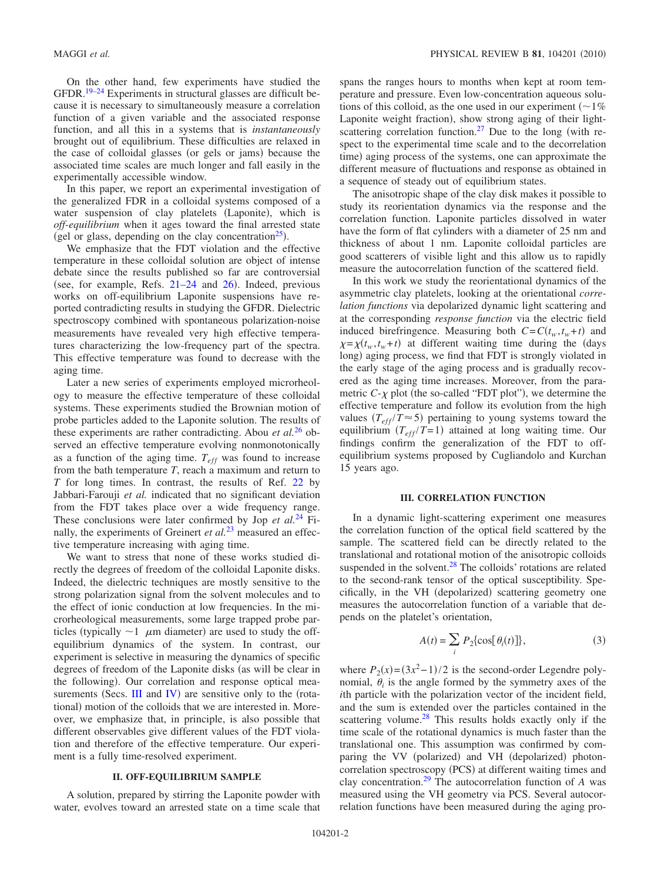On the other hand, few experiments have studied the GFDR.[19–24] Experiments in structural glasses are difficult because it is necessary to simultaneously measure a correlation function of a given variable and the associated response function, and all this in a systems that is *instantaneously* brought out of equilibrium. These difficulties are relaxed in the case of colloidal glasses (or gels or jams) because the associated time scales are much longer and fall easily in the experimentally accessible window.

In this paper, we report an experimental investigation of the generalized FDR in a colloidal systems composed of a water suspension of clay platelets (Laponite), which is *off-equilibrium* when it ages toward the final arrested state (gel or glass, depending on the clay concentration[25]).

We emphasize that the FDT violation and the effective temperature in these colloidal solution are object of intense debate since the results published so far are controversial (see, for example, Refs. 21–24 and 26). Indeed, previous works on off-equilibrium Laponite suspensions have reported contradicting results in studying the GFDR. Dielectric spectroscopy combined with spontaneous polarization-noise measurements have revealed very high effective temperatures characterizing the low-frequency part of the spectra. This effective temperature was found to decrease with the aging time.

Later a new series of experiments employed microrheology to measure the effective temperature of these colloidal systems. These experiments studied the Brownian motion of probe particles added to the Laponite solution. The results of these experiments are rather contradicting. Abou *et al.*[26] observed an effective temperature evolving nonmonotonically as a function of the aging time. $T_{eff}$ was found to increase from the bath temperature $T$, reach a maximum and return to $T$ for long times. In contrast, the results of Ref. 22 by Jabbari-Farouji *et al.* indicated that no significant deviation from the FDT takes place over a wide frequency range. These conclusions were later confirmed by Jop *et al.*[24] Finally, the experiments of Greinert *et al.*[23] measured an effective temperature increasing with aging time.

We want to stress that none of these works studied directly the degrees of freedom of the colloidal Laponite disks. Indeed, the dielectric techniques are mostly sensitive to the strong polarization signal from the solvent molecules and to the effect of ionic conduction at low frequencies. In the microrheological measurements, some large trapped probe particles (typically $\sim 1$ $\mu$m diameter) are used to study the off-equilibrium dynamics of the system. In contrast, our experiment is selective in measuring the dynamics of specific degrees of freedom of the Laponite disks (as will be clear in the following). Our correlation and response optical measurements (Secs. III and IV) are sensitive only to the (rotational) motion of the colloids that we are interested in. Moreover, we emphasize that, in principle, is also possible that different observables give different values of the FDT violation and therefore of the effective temperature. Our experiment is a fully time-resolved experiment.

## II. OFF-EQUILIBRIUM SAMPLE

A solution, prepared by stirring the Laponite powder with water, evolves toward an arrested state on a time scale that spans the ranges hours to months when kept at room temperature and pressure. Even low-concentration aqueous solutions of this colloid, as the one used in our experiment ($\sim$1% Laponite weight fraction), show strong aging of their light-scattering correlation function.[27] Due to the long (with respect to the experimental time scale and to the decorrelation time) aging process of the systems, one can approximate the different measure of fluctuations and response as obtained in a sequence of steady out of equilibrium states.

The anisotropic shape of the clay disk makes it possible to study its reorientation dynamics via the response and the correlation function. Laponite particles dissolved in water have the form of flat cylinders with a diameter of 25 nm and thickness of about 1 nm. Laponite colloidal particles are good scatterers of visible light and this allow us to rapidly measure the autocorrelation function of the scattered field.

In this work we study the reorientational dynamics of the asymmetric clay platelets, looking at the orientational *correlation functions* via depolarized dynamic light scattering and at the corresponding *response function* via the electric field induced birefringence. Measuring both $C=C(t_w,t_w+t)$ and $\chi=\chi(t_w,t_w+t)$ at different waiting time during the (days long) aging process, we find that FDT is strongly violated in the early stage of the aging process and is gradually recovered as the aging time increases. Moreover, from the parametric $C$-$\chi$ plot (the so-called "FDT plot"), we determine the effective temperature and follow its evolution from the high values ($T_{eff}/T \approx 5$) pertaining to young systems toward the equilibrium ($T_{eff}/T=1$) attained at long waiting time. Our findings confirm the generalization of the FDT to off-equilibrium systems proposed by Cugliandolo and Kurchan 15 years ago.

## III. CORRELATION FUNCTION

In a dynamic light-scattering experiment one measures the correlation function of the optical field scattered by the sample. The scattered field can be directly related to the translational and rotational motion of the anisotropic colloids suspended in the solvent.[28] The colloids' rotations are related to the second-rank tensor of the optical susceptibility. Specifically, in the VH (depolarized) scattering geometry one measures the autocorrelation function of a variable that depends on the platelet's orientation,

$$A(t) = \sum_i P_2\{\cos[\theta_i(t)]\}, \tag{3}$$

where $P_2(x)=(3x^2-1)/2$ is the second-order Legendre polynomial, $\theta_i$ is the angle formed by the symmetry axes of the $i$th particle with the polarization vector of the incident field, and the sum is extended over the particles contained in the scattering volume.[28] This results holds exactly only if the time scale of the rotational dynamics is much faster than the translational one. This assumption was confirmed by comparing the VV (polarized) and VH (depolarized) photon-correlation spectroscopy (PCS) at different waiting times and clay concentration.[29] The autocorrelation function of $A$ was measured using the VH geometry via PCS. Several autocorrelation functions have been measured during the aging pro-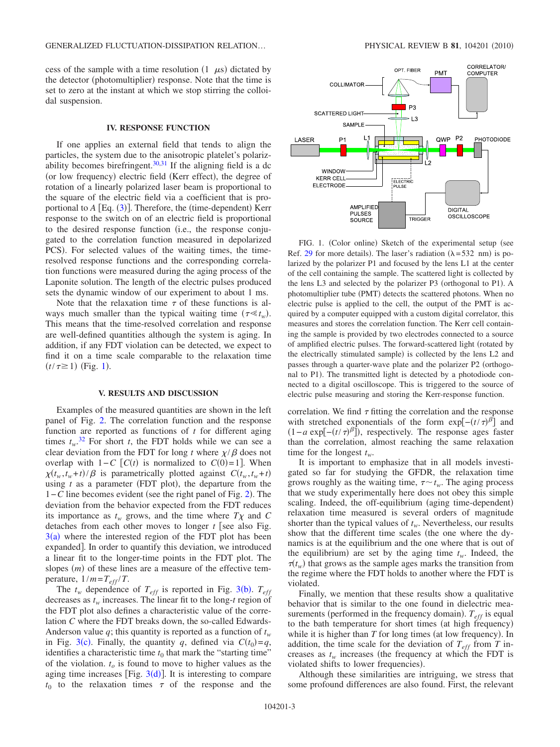cess of the sample with a time resolution (1 $\mu$s) dictated by the detector (photomultiplier) response. Note that the time is set to zero at the instant at which we stop stirring the colloidal suspension.

## IV. RESPONSE FUNCTION

If one applies an external field that tends to align the particles, the system due to the anisotropic platelet's polarizability becomes birefringent.[30,31] If the aligning field is a dc (or low frequency) electric field (Kerr effect), the degree of rotation of a linearly polarized laser beam is proportional to the square of the electric field via a coefficient that is proportional to $A$ [Eq. (3)]. Therefore, the (time-dependent) Kerr response to the switch on of an electric field is proportional to the desired response function (i.e., the response conjugated to the correlation function measured in depolarized PCS). For selected values of the waiting times, the time-resolved response functions and the corresponding correlation functions were measured during the aging process of the Laponite solution. The length of the electric pulses produced sets the dynamic window of our experiment to about 1 ms.

Note that the relaxation time $\tau$ of these functions is always much smaller than the typical waiting time ($\tau \ll t_w$). This means that the time-resolved correlation and response are well-defined quantities although the system is aging. In addition, if any FDT violation can be detected, we expect to find it on a time scale comparable to the relaxation time ($t/\tau \geq 1$) (Fig. 1).

FIG. 1. (Color online) Sketch of the experimental setup (see Ref. 29 for more details). The laser's radiation ($\lambda = 532$ nm) is polarized by the polarizer P1 and focused by the lens L1 at the center of the cell containing the sample. The scattered light is collected by the lens L3 and selected by the polarizer P3 (orthogonal to P1). A photomultiplier tube (PMT) detects the scattered photons. When no electric pulse is applied to the cell, the output of the PMT is acquired by a computer equipped with a custom digital correlator, this measures and stores the correlation function. The Kerr cell containing the sample is provided by two electrodes connected to a source of amplified electric pulses. The forward-scattered light (rotated by the electrically stimulated sample) is collected by the lens L2 and passes through a quarter-wave plate and the polarizer P2 (orthogonal to P1). The transmitted light is detected by a photodiode connected to a digital oscilloscope. This is triggered to the source of electric pulse measuring and storing the Kerr-response function.

## V. RESULTS AND DISCUSSION

Examples of the measured quantities are shown in the left panel of Fig. 2. The correlation function and the response function are reported as functions of $t$ for different aging times $t_w$.[32] For short $t$, the FDT holds while we can see a clear deviation from the FDT for long $t$ where $\chi/\beta$ does not overlap with $1-C$ [$C(t)$ is normalized to $C(0)=1$]. When $\chi(t_w, t_w+t)/\beta$ is parametrically plotted against $C(t_w, t_w+t)$ using $t$ as a parameter (FDT plot), the departure from the $1-C$ line becomes evident (see the right panel of Fig. 2). The deviation from the behavior expected from the FDT reduces its importance as $t_w$ grows, and the time where $T\chi$ and $C$ detaches from each other moves to longer $t$ [see also Fig. 3(a) where the interested region of the FDT plot has been expanded]. In order to quantify this deviation, we introduced a linear fit to the longer-time points in the FDT plot. The slopes ($m$) of these lines are a measure of the effective temperature, $1/m = T_{eff}/T$.

The $t_w$ dependence of $T_{eff}$ is reported in Fig. 3(b). $T_{eff}$ decreases as $t_w$ increases. The linear fit to the long-$t$ region of the FDT plot also defines a characteristic value of the correlation $C$ where the FDT breaks down, the so-called Edwards-Anderson value $q$; this quantity is reported as a function of $t_w$ in Fig. 3(c). Finally, the quantity $q$, defined via $C(t_0)=q$, identifies a characteristic time $t_0$ that mark the "starting time" of the violation. $t_o$ is found to move to higher values as the aging time increases [Fig. 3(d)]. It is interesting to compare $t_0$ to the relaxation times $\tau$ of the response and the correlation. We find $\tau$ fitting the correlation and the response with stretched exponentials of the form $\exp[-(t/\tau)^{\beta}]$ and $(1-a\exp[-(t/\tau)^{\beta}])$, respectively. The response ages faster than the correlation, almost reaching the same relaxation time for the longest $t_w$.

It is important to emphasize that in all models investigated so far for studying the GFDR, the relaxation time grows roughly as the waiting time, $\tau \sim t_w$. The aging process that we study experimentally here does not obey this simple scaling. Indeed, the off-equilibrium (aging time-dependent) relaxation time measured is several orders of magnitude shorter than the typical values of $t_w$. Nevertheless, our results show that the different time scales (the one where the dynamics is at the equilibrium and the one where that is out of the equilibrium) are set by the aging time $t_w$. Indeed, the $\tau(t_w)$ that grows as the sample ages marks the transition from the regime where the FDT holds to another where the FDT is violated.

Finally, we mention that these results show a qualitative behavior that is similar to the one found in dielectric measurements (performed in the frequency domain). $T_{eff}$ is equal to the bath temperature for short times (at high frequency) while it is higher than $T$ for long times (at low frequency). In addition, the time scale for the deviation of $T_{eff}$ from $T$ increases as $t_w$ increases (the frequency at which the FDT is violated shifts to lower frequencies).

Although these similarities are intriguing, we stress that some profound differences are also found. First, the relevant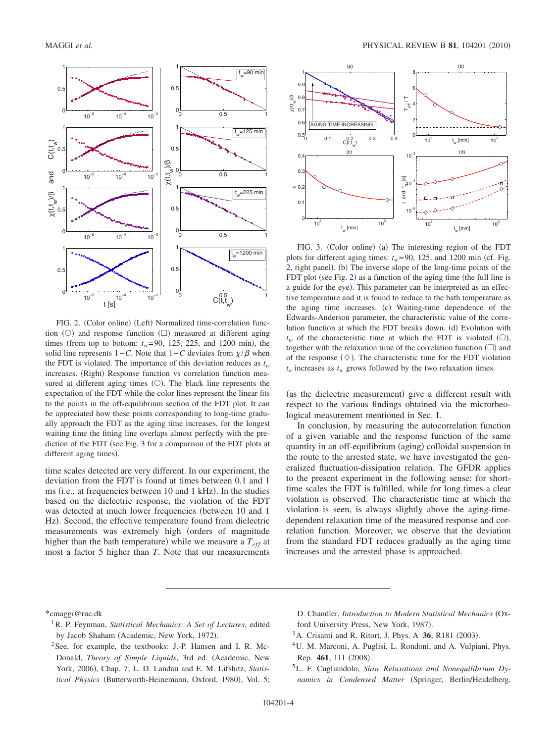FIG. 2. (Color online) (Left) Normalized time-correlation function (○) and response function (□) measured at different aging times (from top to bottom: $t_w$=90, 125, 225, and 1200 min), the solid line represents $1-C$. Note that $1-C$ deviates from $\chi/\beta$ when the FDT is violated. The importance of this deviation reduces as $t_w$ increases. (Right) Response function vs correlation function measured at different aging times (○). The black line represents the expectation of the FDT while the color lines represent the linear fits to the points in the off-equilibrium section of the FDT plot. It can be appreciated how these points corresponding to long-time gradually approach the FDT as the aging time increases, for the longest waiting time the fitting line overlaps almost perfectly with the prediction of the FDT (see Fig. 3 for a comparison of the FDT plots at different aging times).

time scales detected are very different. In our experiment, the deviation from the FDT is found at times between 0.1 and 1 ms (i.e., at frequencies between 10 and 1 kHz). In the studies based on the dielectric response, the violation of the FDT was detected at much lower frequencies (between 10 and 1 Hz). Second, the effective temperature found from dielectric measurements was extremely high (orders of magnitude higher than the bath temperature) while we measure a $T_{eff}$ at most a factor 5 higher than $T$. Note that our measurements (as the dielectric measurement) give a different result with respect to the various findings obtained via the microrheological measurement mentioned in Sec. I.

In conclusion, by measuring the autocorrelation function of a given variable and the response function of the same quantity in an off-equilibrium (aging) colloidal suspension in the route to the arrested state, we have investigated the generalized fluctuation-dissipation relation. The GFDR applies to the present experiment in the following sense: for short-time scales the FDT is fulfilled, while for long times a clear violation is observed. The characteristic time at which the violation is seen, is always slightly above the aging-time-dependent relaxation time of the measured response and correlation function. Moreover, we observe that the deviation from the standard FDT reduces gradually as the aging time increases and the arrested phase is approached.

FIG. 3. (Color online) (a) The interesting region of the FDT plots for different aging times: $t_w$=90, 125, and 1200 min (cf. Fig. 2, right panel). (b) The inverse slope of the long-time points of the FDT plot (see Fig. 2) as a function of the aging time (the full line is a guide for the eye). This parameter can be interpreted as an effective temperature and it is found to reduce to the bath temperature as the aging time increases. (c) Waiting-time dependence of the Edwards-Anderson parameter, the characteristic value of the correlation function at which the FDT breaks down. (d) Evolution with $t_w$ of the characteristic time at which the FDT is violated (○), together with the relaxation time of the correlation function (□) and of the response (◇). The characteristic time for the FDT violation $t_o$ increases as $t_w$ grows followed by the two relaxation times.

---

*cmaggi@ruc.dk

[1] R. P. Feynman, *Statistical Mechanics: A Set of Lectures*, edited by Jacob Shaham (Academic, New York, 1972).

[2] See, for example, the textbooks: J.-P. Hansen and I. R. McDonald, *Theory of Simple Liquids*, 3rd ed. (Academic, New York, 2006), Chap. 7; L. D. Landau and E. M. Lifshitz, *Statistical Physics* (Butterworth-Heinemann, Oxford, 1980), Vol. 5; D. Chandler, *Introduction to Modern Statistical Mechanics* (Oxford University Press, New York, 1987).

[3] A. Crisanti and R. Ritort, J. Phys. A **36**, R181 (2003).

[4] U. M. Marconi, A. Puglisi, L. Rondoni, and A. Vulpiani, Phys. Rep. **461**, 111 (2008).

[5] L. F. Cugliandolo, *Slow Relaxations and Nonequilibrium Dynamics in Condensed Matter* (Springer, Berlin/Heidelberg,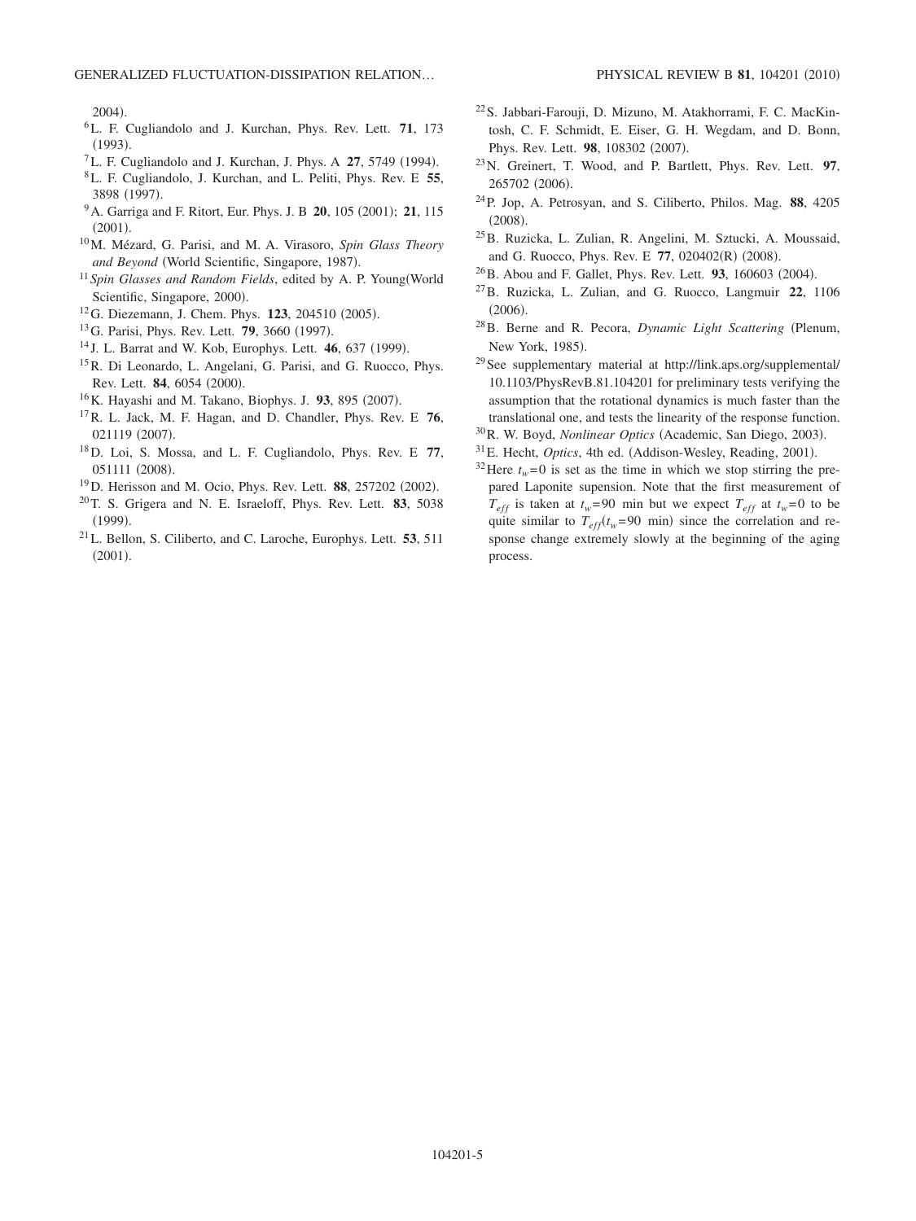2004).

[6] L. F. Cugliandolo and J. Kurchan, Phys. Rev. Lett. **71**, 173 (1993).

[7] L. F. Cugliandolo and J. Kurchan, J. Phys. A **27**, 5749 (1994).

[8] L. F. Cugliandolo, J. Kurchan, and L. Peliti, Phys. Rev. E **55**, 3898 (1997).

[9] A. Garriga and F. Ritort, Eur. Phys. J. B **20**, 105 (2001); **21**, 115 (2001).

[10] M. Mézard, G. Parisi, and M. A. Virasoro, *Spin Glass Theory and Beyond* (World Scientific, Singapore, 1987).

[11] *Spin Glasses and Random Fields*, edited by A. P. Young(World Scientific, Singapore, 2000).

[12] G. Diezemann, J. Chem. Phys. **123**, 204510 (2005).

[13] G. Parisi, Phys. Rev. Lett. **79**, 3660 (1997).

[14] J. L. Barrat and W. Kob, Europhys. Lett. **46**, 637 (1999).

[15] R. Di Leonardo, L. Angelani, G. Parisi, and G. Ruocco, Phys. Rev. Lett. **84**, 6054 (2000).

[16] K. Hayashi and M. Takano, Biophys. J. **93**, 895 (2007).

[17] R. L. Jack, M. F. Hagan, and D. Chandler, Phys. Rev. E **76**, 021119 (2007).

[18] D. Loi, S. Mossa, and L. F. Cugliandolo, Phys. Rev. E **77**, 051111 (2008).

[19] D. Herisson and M. Ocio, Phys. Rev. Lett. **88**, 257202 (2002).

[20] T. S. Grigera and N. E. Israeloff, Phys. Rev. Lett. **83**, 5038 (1999).

[21] L. Bellon, S. Ciliberto, and C. Laroche, Europhys. Lett. **53**, 511 (2001).

[22] S. Jabbari-Farouji, D. Mizuno, M. Atakhorrami, F. C. MacKintosh, C. F. Schmidt, E. Eiser, G. H. Wegdam, and D. Bonn, Phys. Rev. Lett. **98**, 108302 (2007).

[23] N. Greinert, T. Wood, and P. Bartlett, Phys. Rev. Lett. **97**, 265702 (2006).

[24] P. Jop, A. Petrosyan, and S. Ciliberto, Philos. Mag. **88**, 4205 (2008).

[25] B. Ruzicka, L. Zulian, R. Angelini, M. Sztucki, A. Moussaid, and G. Ruocco, Phys. Rev. E **77**, 020402(R) (2008).

[26] B. Abou and F. Gallet, Phys. Rev. Lett. **93**, 160603 (2004).

[27] B. Ruzicka, L. Zulian, and G. Ruocco, Langmuir **22**, 1106 (2006).

[28] B. Berne and R. Pecora, *Dynamic Light Scattering* (Plenum, New York, 1985).

[29] See supplementary material at http://link.aps.org/supplemental/10.1103/PhysRevB.81.104201 for preliminary tests verifying the assumption that the rotational dynamics is much faster than the translational one, and tests the linearity of the response function.

[30] R. W. Boyd, *Nonlinear Optics* (Academic, San Diego, 2003).

[31] E. Hecht, *Optics*, 4th ed. (Addison-Wesley, Reading, 2001).

[32] Here $t_w=0$ is set as the time in which we stop stirring the prepared Laponite supension. Note that the first measurement of $T_{eff}$ is taken at $t_w=90$ min but we expect $T_{eff}$ at $t_w=0$ to be quite similar to $T_{eff}(t_w=90\text{ min})$ since the correlation and response change extremely slowly at the beginning of the aging process.